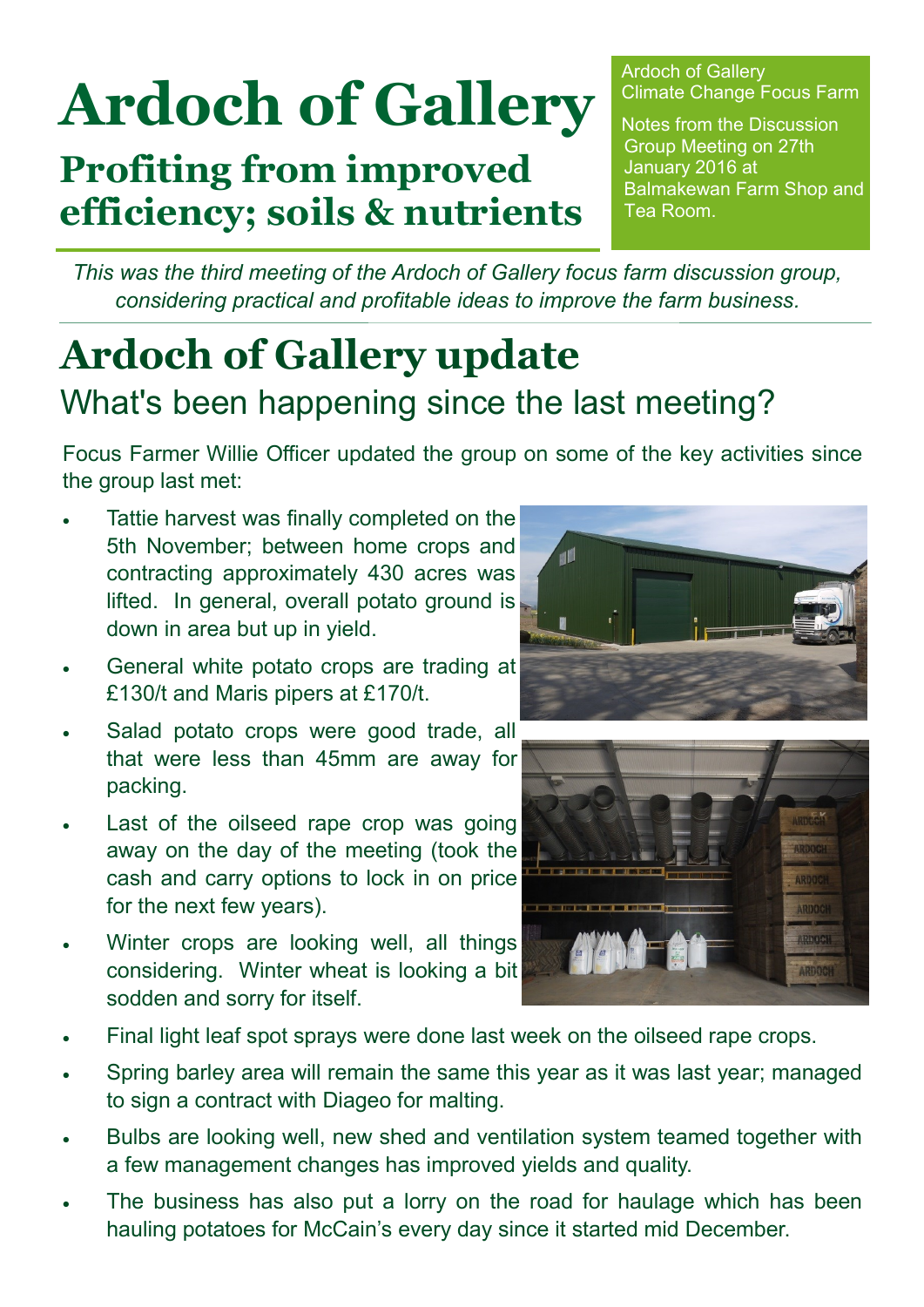# Ardoch of Gallery

## Profiting from improved efficiency; soils & nutrients

Ardoch of Gallery Climate Change Focus Farm

Notes from the Discussion Group Meeting on 27th January 2016 at Balmakewan Farm Shop and Tea Room.

*This was the third meeting of the Ardoch of Gallery focus farm discussion group, considering practical and profitable ideas to improve the farm business.*

# Ardoch of Gallery update

## What's been happening since the last meeting?

Focus Farmer Willie Officer updated the group on some of the key activities since the group last met:

- Tattie harvest was finally completed on the 5th November; between home crops and contracting approximately 430 acres was lifted. In general, overall potato ground is down in area but up in yield.
- General white potato crops are trading at £130/t and Maris pipers at £170/t.
- Salad potato crops were good trade, all that were less than 45mm are away for packing.
- Last of the oilseed rape crop was going away on the day of the meeting (took the cash and carry options to lock in on price for the next few years).
- Winter crops are looking well, all things considering. Winter wheat is looking a bit sodden and sorry for itself.
- Final light leaf spot sprays were done last week on the oilseed rape crops.
- Spring barley area will remain the same this year as it was last year; managed to sign a contract with Diageo for malting.
- Bulbs are looking well, new shed and ventilation system teamed together with a few management changes has improved yields and quality.
- The business has also put a lorry on the road for haulage which has been hauling potatoes for McCain's every day since it started mid December.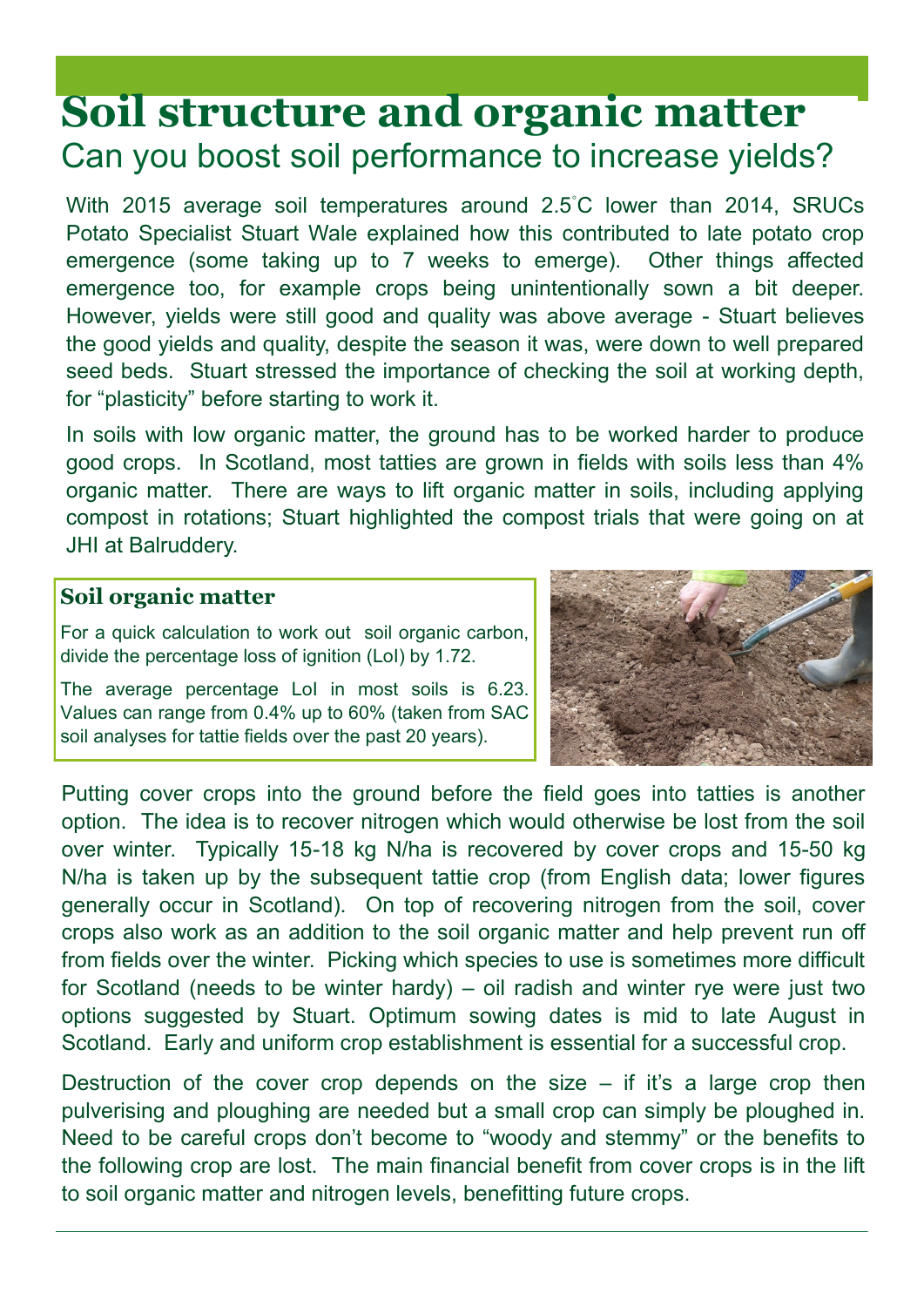# Soil structure and organic matter

## Can you boost soil performance to increase yields?

With 2015 average soil temperatures around 2.5°C lower than 2014, SRUCs Potato Specialist Stuart Wale explained how this contributed to late potato crop emergence (some taking up to 7 weeks to emerge). Other things affected emergence too, for example crops being unintentionally sown a bit deeper. However, yields were still good and quality was above average - Stuart believes the good yields and quality, despite the season it was, were down to well prepared seed beds. Stuart stressed the importance of checking the soil at working depth, for "plasticity" before starting to work it.

In soils with low organic matter, the ground has to be worked harder to produce good crops. In Scotland, most tatties are grown in fields with soils less than 4% organic matter. There are ways to lift organic matter in soils, including applying compost in rotations; Stuart highlighted the compost trials that were going on at JHI at Balruddery.

### Soil organic matter

For a quick calculation to work out soil organic carbon, divide the percentage loss of ignition (LoI) by 1.72.

The average percentage LoI in most soils is 6.23. Values can range from 0.4% up to 60% (taken from SAC soil analyses for tattie fields over the past 20 years).

Putting cover crops into the ground before the field goes into tatties is another option. The idea is to recover nitrogen which would otherwise be lost from the soil over winter. Typically 15-18 kg N/ha is recovered by cover crops and 15-50 kg N/ha is taken up by the subsequent tattie crop (from English data; lower figures generally occur in Scotland). On top of recovering nitrogen from the soil, cover crops also work as an addition to the soil organic matter and help prevent run off from fields over the winter. Picking which species to use is sometimes more difficult for Scotland (needs to be winter hardy) – oil radish and winter rye were just two options suggested by Stuart. Optimum sowing dates is mid to late August in Scotland. Early and uniform crop establishment is essential for a successful crop.

Destruction of the cover crop depends on the size – if it's a large crop then pulverising and ploughing are needed but a small crop can simply be ploughed in. Need to be careful crops don't become to "woody and stemmy" or the benefits to the following crop are lost. The main financial benefit from cover crops is in the lift to soil organic matter and nitrogen levels, benefitting future crops.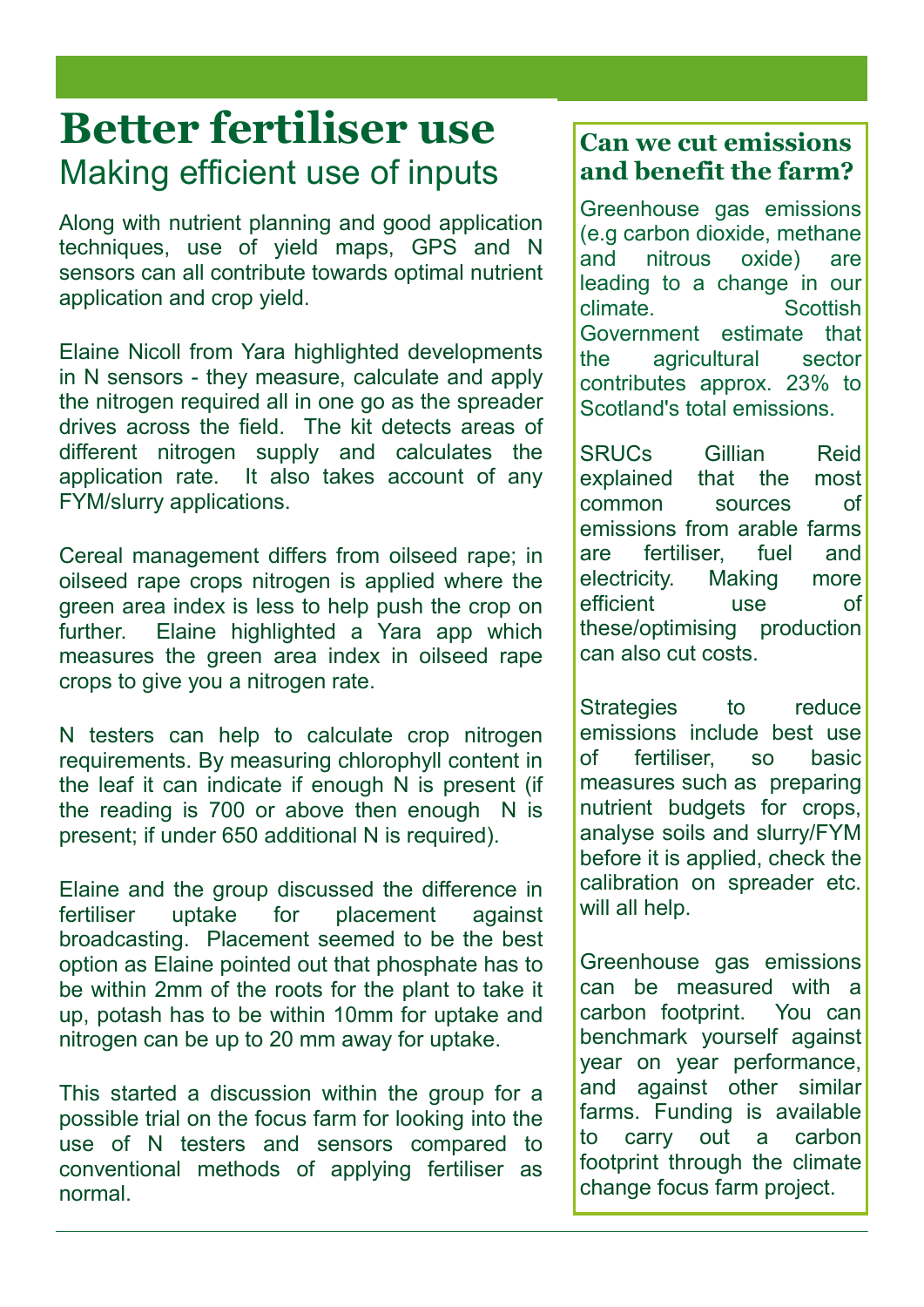# Better fertiliser use

## Making efficient use of inputs

Along with nutrient planning and good application techniques, use of yield maps, GPS and N sensors can all contribute towards optimal nutrient application and crop yield.

Elaine Nicoll from Yara highlighted developments in N sensors - they measure, calculate and apply the nitrogen required all in one go as the spreader drives across the field. The kit detects areas of different nitrogen supply and calculates the application rate. It also takes account of any FYM/slurry applications.

Cereal management differs from oilseed rape; in oilseed rape crops nitrogen is applied where the green area index is less to help push the crop on further. Elaine highlighted a Yara app which measures the green area index in oilseed rape crops to give you a nitrogen rate.

N testers can help to calculate crop nitrogen requirements. By measuring chlorophyll content in the leaf it can indicate if enough N is present (if the reading is 700 or above then enough N is present; if under 650 additional N is required).

Elaine and the group discussed the difference in fertiliser uptake for placement against broadcasting. Placement seemed to be the best option as Elaine pointed out that phosphate has to be within 2mm of the roots for the plant to take it up, potash has to be within 10mm for uptake and nitrogen can be up to 20 mm away for uptake.

This started a discussion within the group for a possible trial on the focus farm for looking into the use of N testers and sensors compared to conventional methods of applying fertiliser as normal.

### Can we cut emissions and benefit the farm?

Greenhouse gas emissions (e.g carbon dioxide, methane and nitrous oxide) are leading to a change in our climate. Scottish Government estimate that the agricultural sector contributes approx. 23% to Scotland's total emissions.

SRUCs Gillian Reid explained that the most common sources of emissions from arable farms are fertiliser, fuel and electricity. Making more efficient use of these/optimising production can also cut costs.

Strategies to reduce emissions include best use of fertiliser, so basic measures such as preparing nutrient budgets for crops, analyse soils and slurry/FYM before it is applied, check the calibration on spreader etc. will all help.

Greenhouse gas emissions can be measured with a carbon footprint. You can benchmark yourself against year on year performance, and against other similar farms. Funding is available to carry out a carbon footprint through the climate change focus farm project.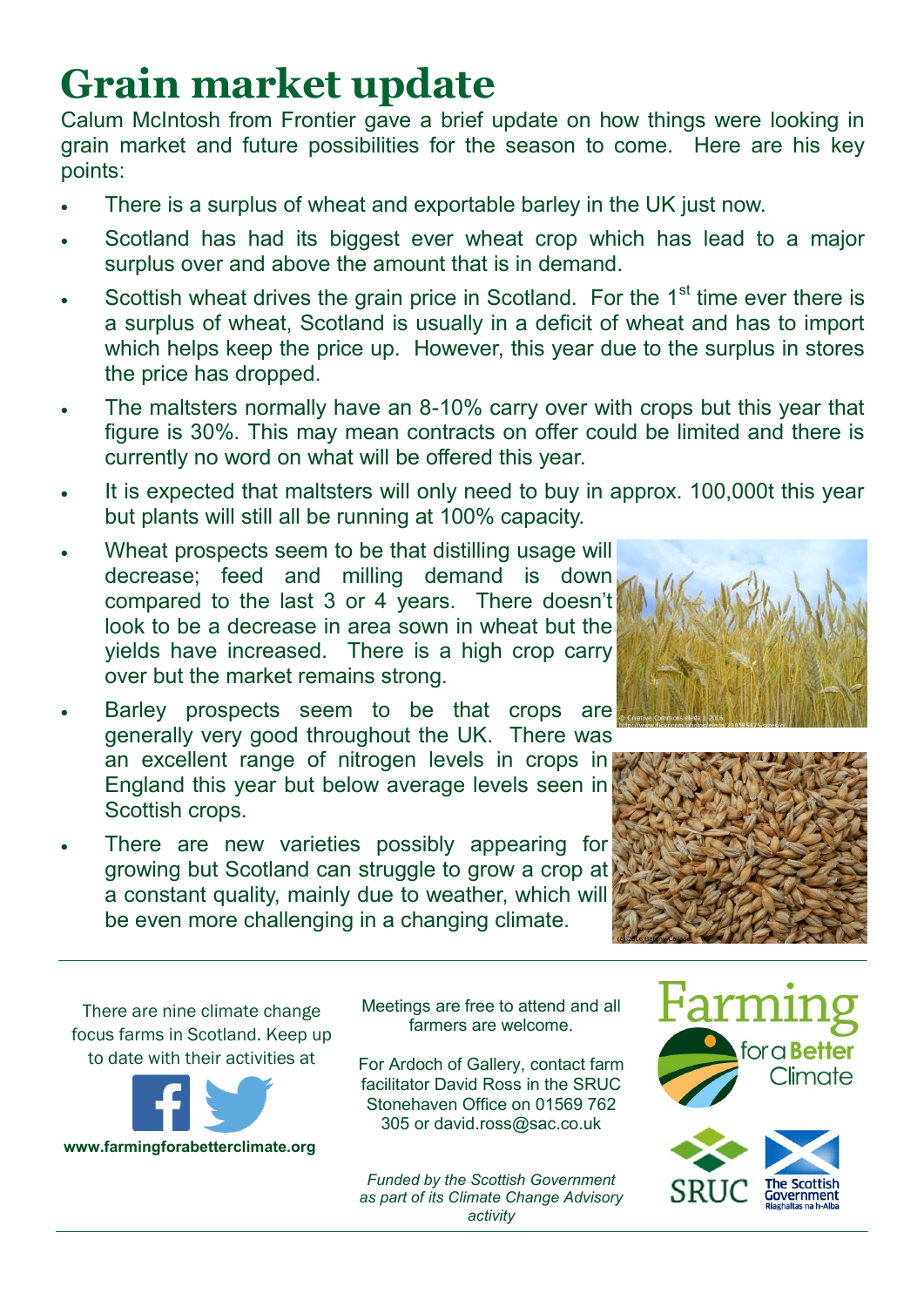# Grain market update

Calum McIntosh from Frontier gave a brief update on how things were looking in grain market and future possibilities for the season to come. Here are his key points:

- There is a surplus of wheat and exportable barley in the UK just now.
- Scotland has had its biggest ever wheat crop which has lead to a major surplus over and above the amount that is in demand.
- Scottish wheat drives the grain price in Scotland. For the 1st time ever there is a surplus of wheat, Scotland is usually in a deficit of wheat and has to import which helps keep the price up. However, this year due to the surplus in stores the price has dropped.
- The maltsters normally have an 8-10% carry over with crops but this year that figure is 30%. This may mean contracts on offer could be limited and there is currently no word on what will be offered this year.
- It is expected that maltsters will only need to buy in approx. 100,000t this year but plants will still all be running at 100% capacity.
- Wheat prospects seem to be that distilling usage will decrease; feed and milling demand is down compared to the last 3 or 4 years. There doesn't look to be a decrease in area sown in wheat but the yields have increased. There is a high crop carry over but the market remains strong.
- Barley prospects seem to be that crops are generally very good throughout the UK. There was an excellent range of nitrogen levels in crops in England this year but below average levels seen in Scottish crops.
- There are new varieties possibly appearing for growing but Scotland can struggle to grow a crop at a constant quality, mainly due to weather, which will be even more challenging in a changing climate.

---

There are nine climate change focus farms in Scotland. Keep up to date with their activities at

**www.farmingforabetterclimate.org**

Meetings are free to attend and all farmers are welcome.

For Ardoch of Gallery, contact farm facilitator David Ross in the SRUC Stonehaven Office on 01569 762 305 or david.ross@sac.co.uk

*Funded by the Scottish Government as part of its Climate Change Advisory activity*

Farming for a Better Climate

SRUC

The Scottish Government
Riaghaltas na h-Alba